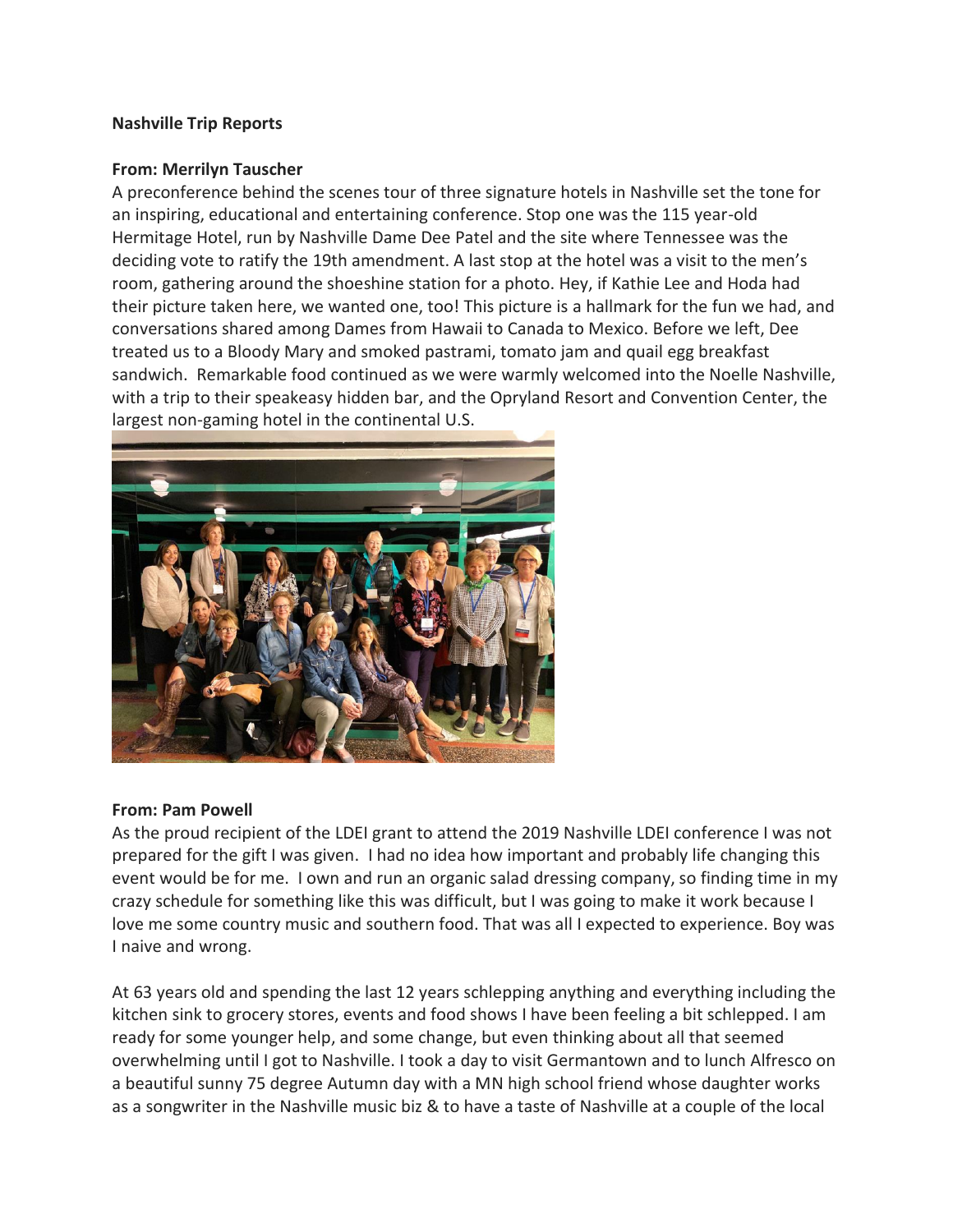**Nashville Trip Reports**

**From: Merrilyn Tauscher**

A preconference behind the scenes tour of three signature hotels in Nashville set the tone for an inspiring, educational and entertaining conference. Stop one was the 115 year-old Hermitage Hotel, run by Nashville Dame Dee Patel and the site where Tennessee was the deciding vote to ratify the 19th amendment. A last stop at the hotel was a visit to the men's room, gathering around the shoeshine station for a photo. Hey, if Kathie Lee and Hoda had their picture taken here, we wanted one, too! This picture is a hallmark for the fun we had, and conversations shared among Dames from Hawaii to Canada to Mexico. Before we left, Dee treated us to a Bloody Mary and smoked pastrami, tomato jam and quail egg breakfast sandwich. Remarkable food continued as we were warmly welcomed into the Noelle Nashville, with a trip to their speakeasy hidden bar, and the Opryland Resort and Convention Center, the largest non-gaming hotel in the continental U.S.

**From: Pam Powell**

As the proud recipient of the LDEI grant to attend the 2019 Nashville LDEI conference I was not prepared for the gift I was given. I had no idea how important and probably life changing this event would be for me. I own and run an organic salad dressing company, so finding time in my crazy schedule for something like this was difficult, but I was going to make it work because I love me some country music and southern food. That was all I expected to experience. Boy was I naive and wrong.

At 63 years old and spending the last 12 years schlepping anything and everything including the kitchen sink to grocery stores, events and food shows I have been feeling a bit schlepped. I am ready for some younger help, and some change, but even thinking about all that seemed overwhelming until I got to Nashville. I took a day to visit Germantown and to lunch Alfresco on a beautiful sunny 75 degree Autumn day with a MN high school friend whose daughter works as a songwriter in the Nashville music biz & to have a taste of Nashville at a couple of the local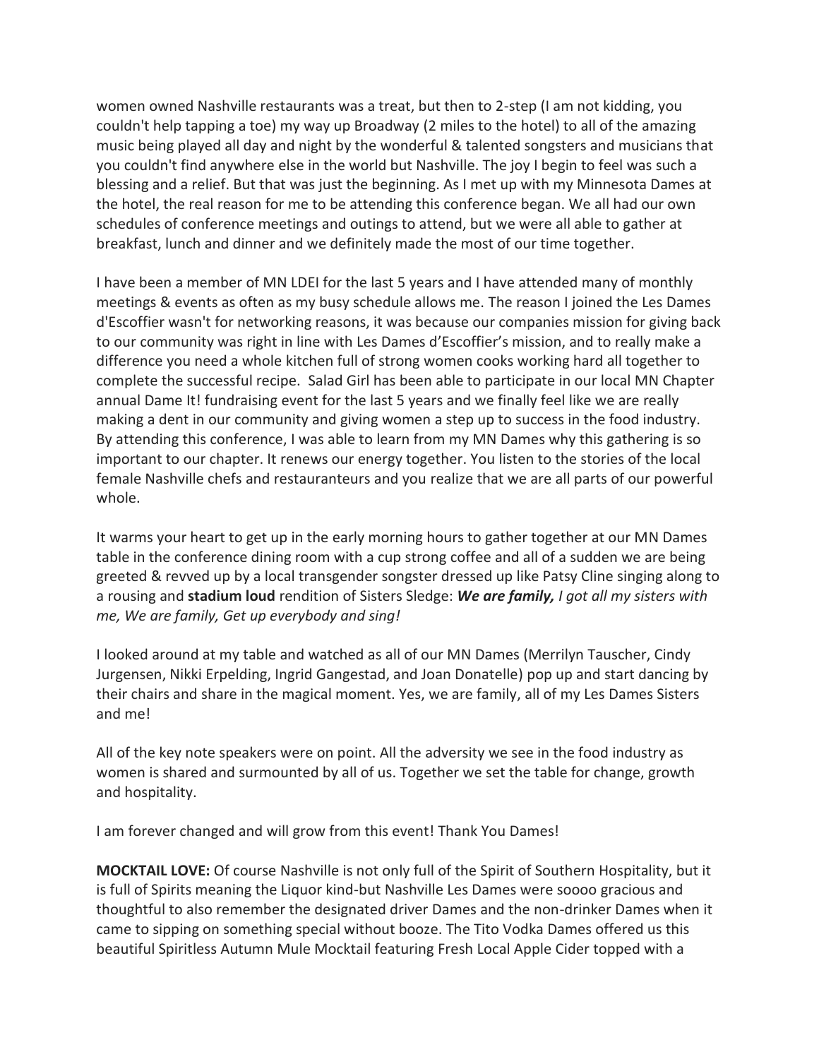women owned Nashville restaurants was a treat, but then to 2-step (I am not kidding, you couldn't help tapping a toe) my way up Broadway (2 miles to the hotel) to all of the amazing music being played all day and night by the wonderful & talented songsters and musicians that you couldn't find anywhere else in the world but Nashville. The joy I begin to feel was such a blessing and a relief. But that was just the beginning. As I met up with my Minnesota Dames at the hotel, the real reason for me to be attending this conference began. We all had our own schedules of conference meetings and outings to attend, but we were all able to gather at breakfast, lunch and dinner and we definitely made the most of our time together.

I have been a member of MN LDEI for the last 5 years and I have attended many of monthly meetings & events as often as my busy schedule allows me. The reason I joined the Les Dames d'Escoffier wasn't for networking reasons, it was because our companies mission for giving back to our community was right in line with Les Dames d'Escoffier's mission, and to really make a difference you need a whole kitchen full of strong women cooks working hard all together to complete the successful recipe. Salad Girl has been able to participate in our local MN Chapter annual Dame It! fundraising event for the last 5 years and we finally feel like we are really making a dent in our community and giving women a step up to success in the food industry. By attending this conference, I was able to learn from my MN Dames why this gathering is so important to our chapter. It renews our energy together. You listen to the stories of the local female Nashville chefs and restauranteurs and you realize that we are all parts of our powerful whole.

It warms your heart to get up in the early morning hours to gather together at our MN Dames table in the conference dining room with a cup strong coffee and all of a sudden we are being greeted & revved up by a local transgender songster dressed up like Patsy Cline singing along to a rousing and **stadium loud** rendition of Sisters Sledge: ***We are family,*** *I got all my sisters with me, We are family, Get up everybody and sing!*

I looked around at my table and watched as all of our MN Dames (Merrilyn Tauscher, Cindy Jurgensen, Nikki Erpelding, Ingrid Gangestad, and Joan Donatelle) pop up and start dancing by their chairs and share in the magical moment. Yes, we are family, all of my Les Dames Sisters and me!

All of the key note speakers were on point. All the adversity we see in the food industry as women is shared and surmounted by all of us. Together we set the table for change, growth and hospitality.

I am forever changed and will grow from this event! Thank You Dames!

**MOCKTAIL LOVE:** Of course Nashville is not only full of the Spirit of Southern Hospitality, but it is full of Spirits meaning the Liquor kind-but Nashville Les Dames were soooo gracious and thoughtful to also remember the designated driver Dames and the non-drinker Dames when it came to sipping on something special without booze. The Tito Vodka Dames offered us this beautiful Spiritless Autumn Mule Mocktail featuring Fresh Local Apple Cider topped with a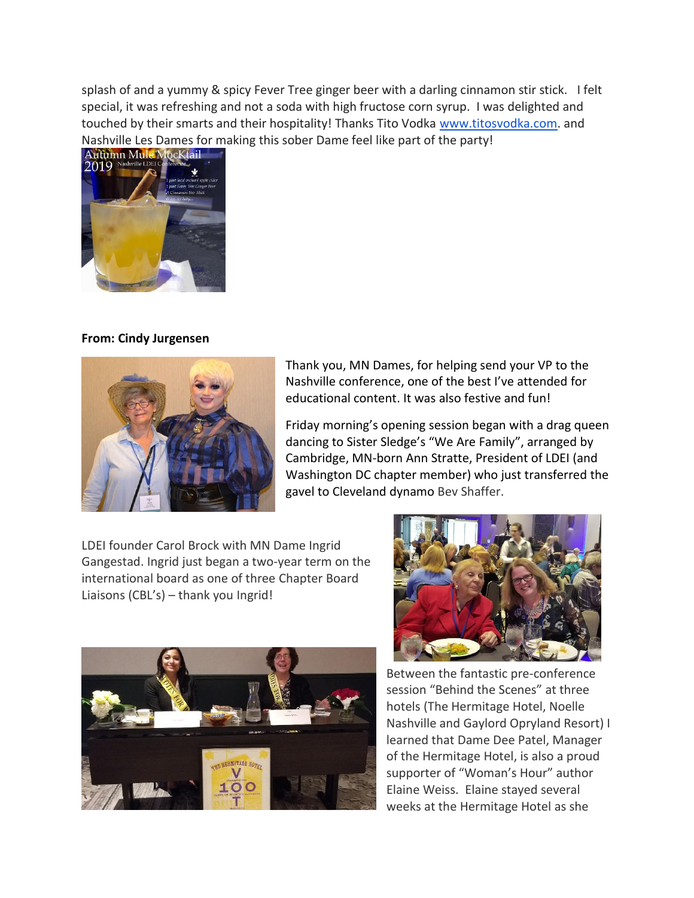splash of and a yummy & spicy Fever Tree ginger beer with a darling cinnamon stir stick. I felt special, it was refreshing and not a soda with high fructose corn syrup. I was delighted and touched by their smarts and their hospitality! Thanks Tito Vodka www.titosvodka.com. and Nashville Les Dames for making this sober Dame feel like part of the party!

**From: Cindy Jurgensen**

Thank you, MN Dames, for helping send your VP to the Nashville conference, one of the best I've attended for educational content. It was also festive and fun!

Friday morning's opening session began with a drag queen dancing to Sister Sledge's "We Are Family", arranged by Cambridge, MN-born Ann Stratte, President of LDEI (and Washington DC chapter member) who just transferred the gavel to Cleveland dynamo Bev Shaffer.

LDEI founder Carol Brock with MN Dame Ingrid Gangestad. Ingrid just began a two-year term on the international board as one of three Chapter Board Liaisons (CBL's) – thank you Ingrid!

Between the fantastic pre-conference session "Behind the Scenes" at three hotels (The Hermitage Hotel, Noelle Nashville and Gaylord Opryland Resort) I learned that Dame Dee Patel, Manager of the Hermitage Hotel, is also a proud supporter of "Woman's Hour" author Elaine Weiss. Elaine stayed several weeks at the Hermitage Hotel as she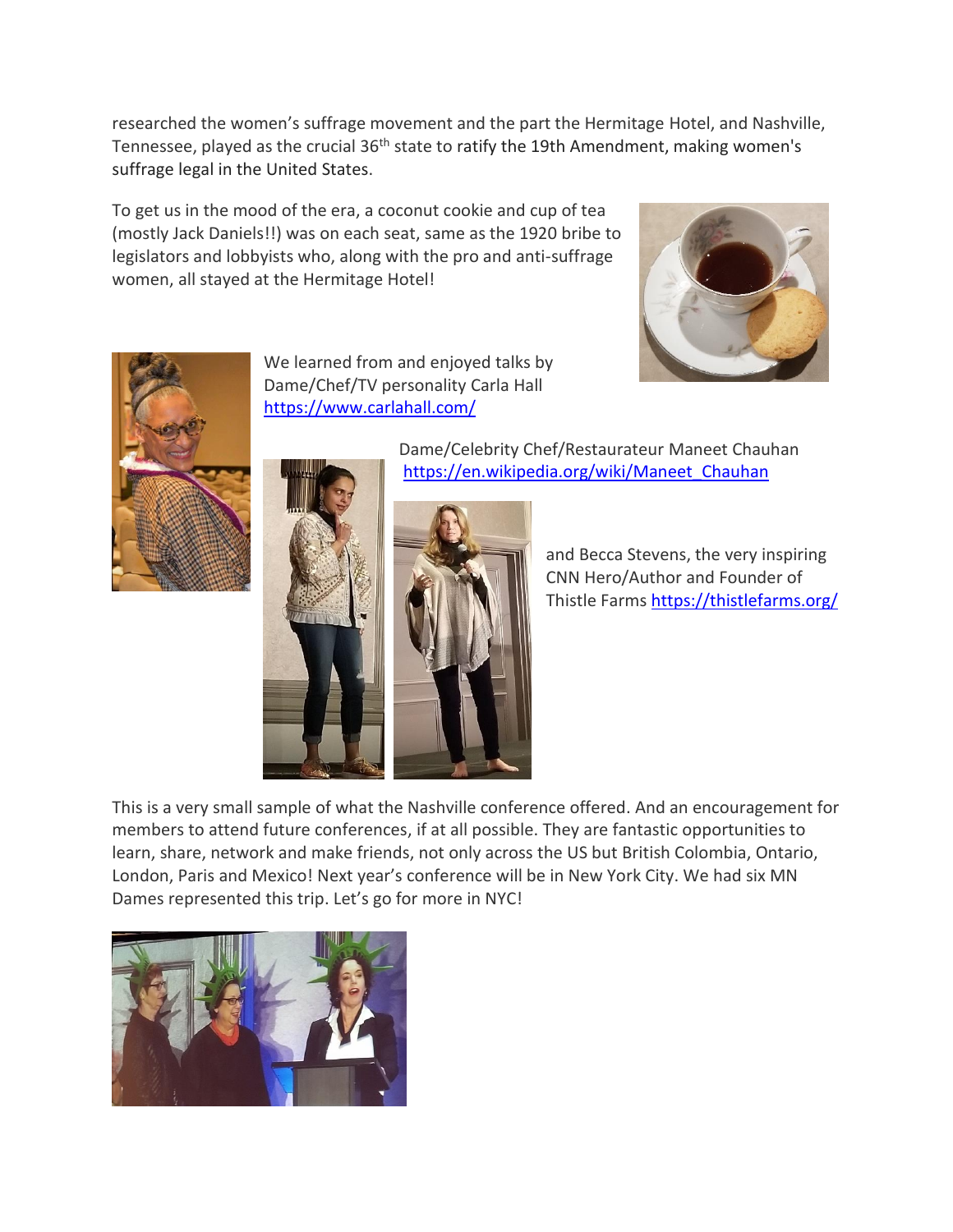researched the women's suffrage movement and the part the Hermitage Hotel, and Nashville, Tennessee, played as the crucial 36th state to ratify the 19th Amendment, making women's suffrage legal in the United States.

To get us in the mood of the era, a coconut cookie and cup of tea (mostly Jack Daniels!!) was on each seat, same as the 1920 bribe to legislators and lobbyists who, along with the pro and anti-suffrage women, all stayed at the Hermitage Hotel!

We learned from and enjoyed talks by Dame/Chef/TV personality Carla Hall https://www.carlahall.com/

Dame/Celebrity Chef/Restaurateur Maneet Chauhan https://en.wikipedia.org/wiki/Maneet_Chauhan

and Becca Stevens, the very inspiring CNN Hero/Author and Founder of Thistle Farms https://thistlefarms.org/

This is a very small sample of what the Nashville conference offered. And an encouragement for members to attend future conferences, if at all possible. They are fantastic opportunities to learn, share, network and make friends, not only across the US but British Colombia, Ontario, London, Paris and Mexico! Next year's conference will be in New York City. We had six MN Dames represented this trip. Let's go for more in NYC!